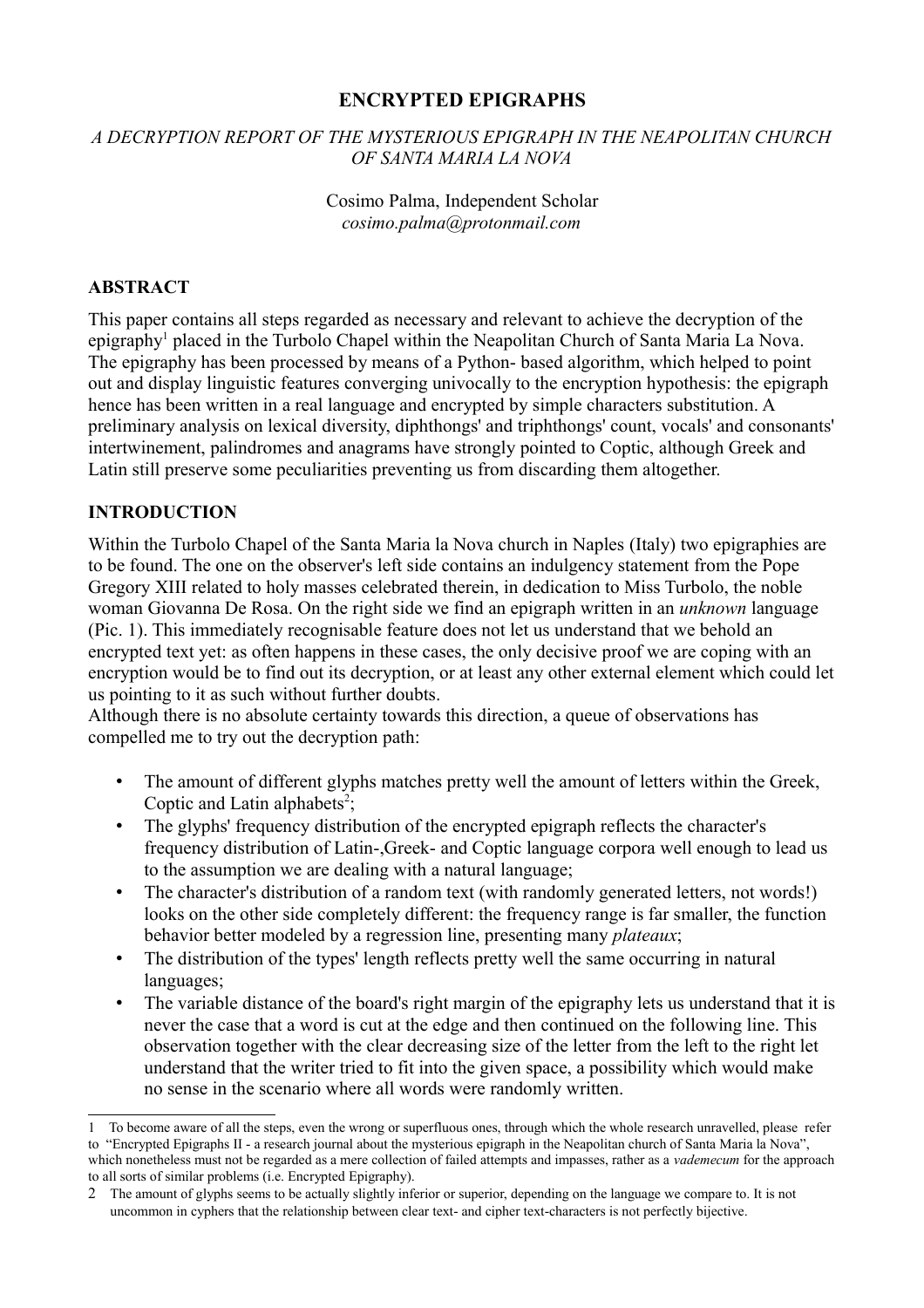# ENCRYPTED EPIGRAPHS

*A DECRYPTION REPORT OF THE MYSTERIOUS EPIGRAPH IN THE NEAPOLITAN CHURCH OF SANTA MARIA LA NOVA*

Cosimo Palma, Independent Scholar
*cosimo.palma@protonmail.com*

## ABSTRACT

This paper contains all steps regarded as necessary and relevant to achieve the decryption of the epigraphy[1] placed in the Turbolo Chapel within the Neapolitan Church of Santa Maria La Nova. The epigraphy has been processed by means of a Python- based algorithm, which helped to point out and display linguistic features converging univocally to the encryption hypothesis: the epigraph hence has been written in a real language and encrypted by simple characters substitution. A preliminary analysis on lexical diversity, diphthongs' and triphthongs' count, vocals' and consonants' intertwinement, palindromes and anagrams have strongly pointed to Coptic, although Greek and Latin still preserve some peculiarities preventing us from discarding them altogether.

## INTRODUCTION

Within the Turbolo Chapel of the Santa Maria la Nova church in Naples (Italy) two epigraphies are to be found. The one on the observer's left side contains an indulgency statement from the Pope Gregory XIII related to holy masses celebrated therein, in dedication to Miss Turbolo, the noble woman Giovanna De Rosa. On the right side we find an epigraph written in an *unknown* language (Pic. 1). This immediately recognisable feature does not let us understand that we behold an encrypted text yet: as often happens in these cases, the only decisive proof we are coping with an encryption would be to find out its decryption, or at least any other external element which could let us pointing to it as such without further doubts.
Although there is no absolute certainty towards this direction, a queue of observations has compelled me to try out the decryption path:

- The amount of different glyphs matches pretty well the amount of letters within the Greek, Coptic and Latin alphabets[2];
- The glyphs' frequency distribution of the encrypted epigraph reflects the character's frequency distribution of Latin-,Greek- and Coptic language corpora well enough to lead us to the assumption we are dealing with a natural language;
- The character's distribution of a random text (with randomly generated letters, not words!) looks on the other side completely different: the frequency range is far smaller, the function behavior better modeled by a regression line, presenting many *plateaux*;
- The distribution of the types' length reflects pretty well the same occurring in natural languages;
- The variable distance of the board's right margin of the epigraphy lets us understand that it is never the case that a word is cut at the edge and then continued on the following line. This observation together with the clear decreasing size of the letter from the left to the right let understand that the writer tried to fit into the given space, a possibility which would make no sense in the scenario where all words were randomly written.

---

1 To become aware of all the steps, even the wrong or superfluous ones, through which the whole research unravelled, please refer to "Encrypted Epigraphs II - a research journal about the mysterious epigraph in the Neapolitan church of Santa Maria la Nova", which nonetheless must not be regarded as a mere collection of failed attempts and impasses, rather as a *vademecum* for the approach to all sorts of similar problems (i.e. Encrypted Epigraphy).

2 The amount of glyphs seems to be actually slightly inferior or superior, depending on the language we compare to. It is not uncommon in cyphers that the relationship between clear text- and cipher text-characters is not perfectly bijective.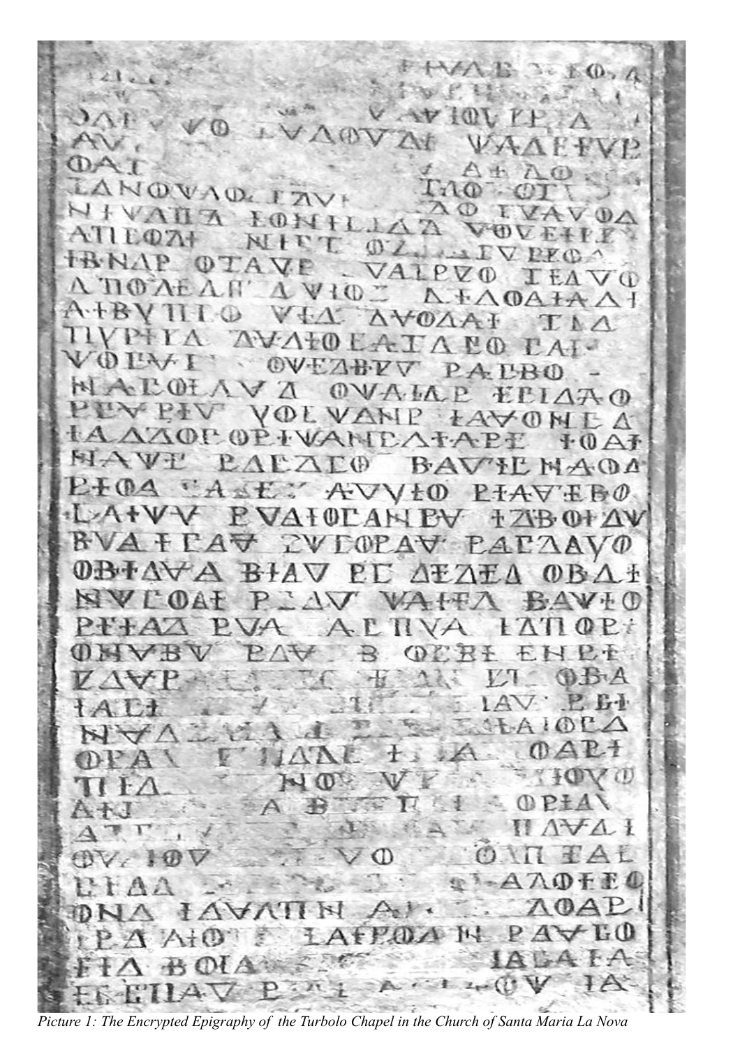*Picture 1: The Encrypted Epigraphy of the Turbolo Chapel in the Church of Santa Maria La Nova*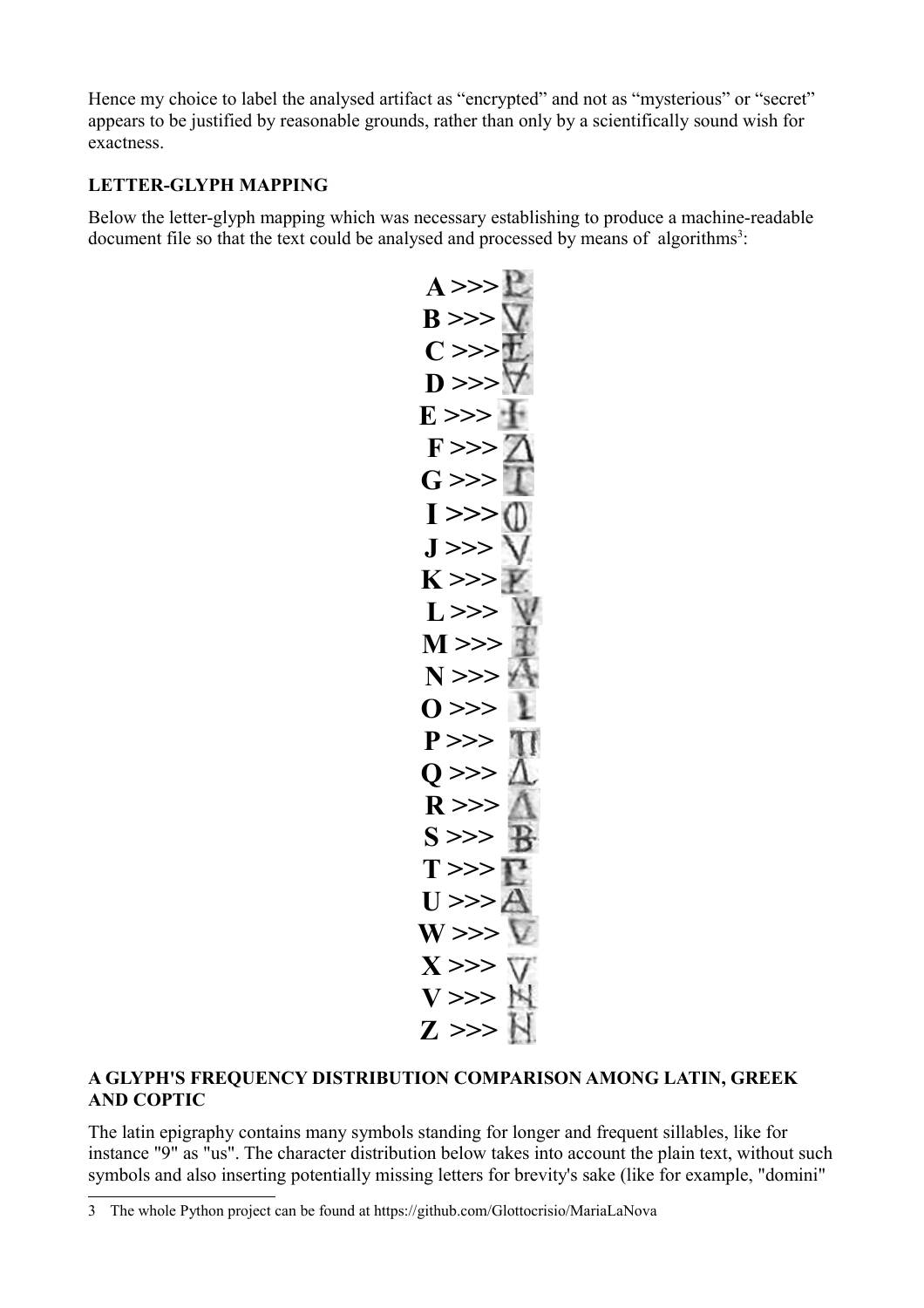Hence my choice to label the analysed artifact as “encrypted” and not as “mysterious” or “secret” appears to be justified by reasonable grounds, rather than only by a scientifically sound wish for exactness.

**LETTER-GLYPH MAPPING**

Below the letter-glyph mapping which was necessary establishing to produce a machine-readable document file so that the text could be analysed and processed by means of algorithms[3]:

**A** >>>
**B** >>>
**C** >>>
**D** >>>
**E** >>>
**F** >>>
**G** >>>
**I** >>>
**J** >>>
**K** >>>
**L** >>>
**M** >>>
**N** >>>
**O** >>>
**P** >>>
**Q** >>>
**R** >>>
**S** >>>
**T** >>>
**U** >>>
**W** >>>
**X** >>>
**V** >>>
**Z** >>>

**A GLYPH'S FREQUENCY DISTRIBUTION COMPARISON AMONG LATIN, GREEK AND COPTIC**

The latin epigraphy contains many symbols standing for longer and frequent sillables, like for instance "9" as "us". The character distribution below takes into account the plain text, without such symbols and also inserting potentially missing letters for brevity's sake (like for example, "domini"

3 The whole Python project can be found at https://github.com/Glottocrisio/MariaLaNova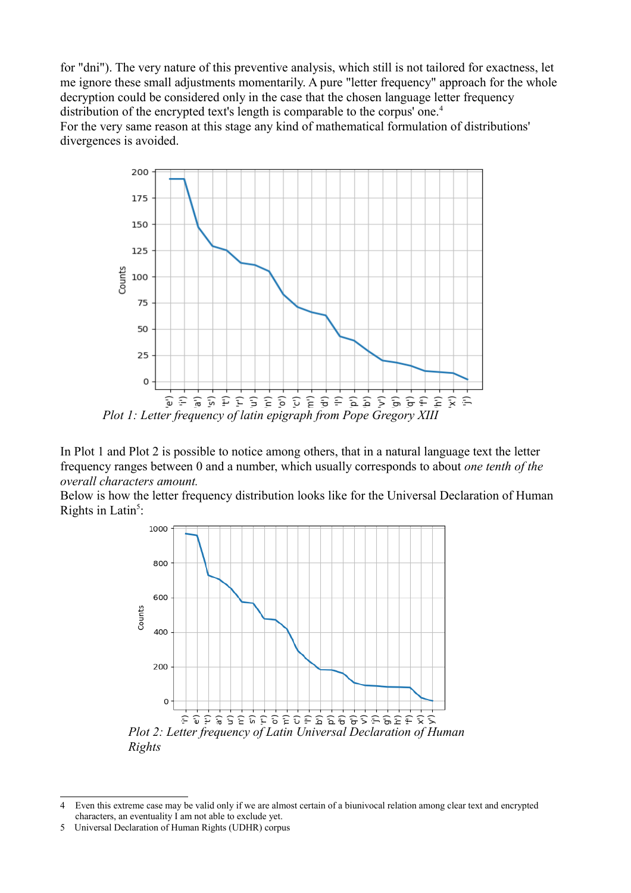for "dni"). The very nature of this preventive analysis, which still is not tailored for exactness, let me ignore these small adjustments momentarily. A pure "letter frequency" approach for the whole decryption could be considered only in the case that the chosen language letter frequency distribution of the encrypted text's length is comparable to the corpus' one.[4]
For the very same reason at this stage any kind of mathematical formulation of distributions' divergences is avoided.

*Plot 1: Letter frequency of latin epigraph from Pope Gregory XIII*

In Plot 1 and Plot 2 is possible to notice among others, that in a natural language text the letter frequency ranges between 0 and a number, which usually corresponds to about *one tenth of the overall characters amount.*
Below is how the letter frequency distribution looks like for the Universal Declaration of Human Rights in Latin[5]:

*Plot 2: Letter frequency of Latin Universal Declaration of Human Rights*

---

4 Even this extreme case may be valid only if we are almost certain of a biunivocal relation among clear text and encrypted characters, an eventuality I am not able to exclude yet.

5 Universal Declaration of Human Rights (UDHR) corpus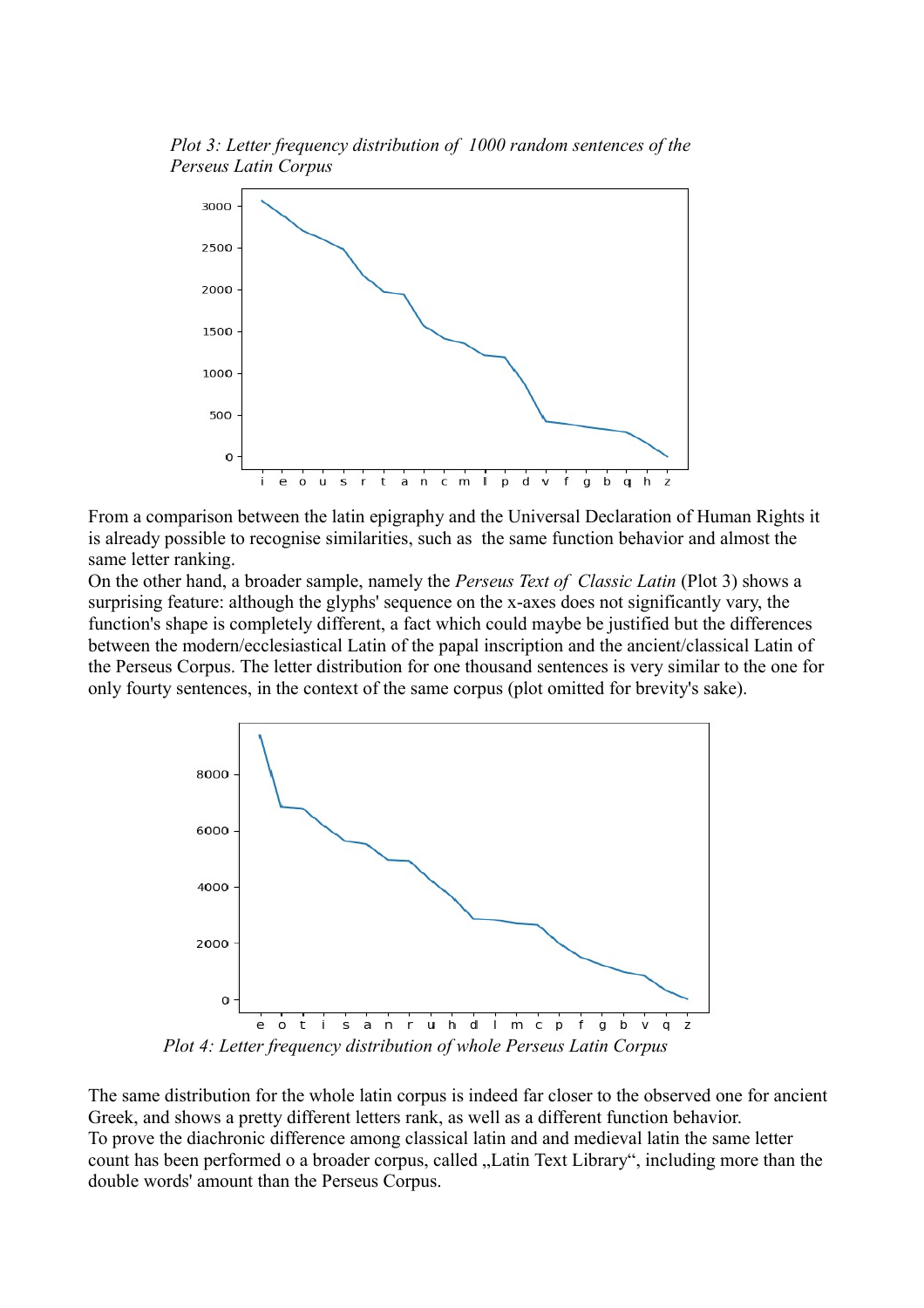*Plot 3: Letter frequency distribution of 1000 random sentences of the Perseus Latin Corpus*

From a comparison between the latin epigraphy and the Universal Declaration of Human Rights it is already possible to recognise similarities, such as the same function behavior and almost the same letter ranking.

On the other hand, a broader sample, namely the *Perseus Text of Classic Latin* (Plot 3) shows a surprising feature: although the glyphs' sequence on the x-axes does not significantly vary, the function's shape is completely different, a fact which could maybe be justified but the differences between the modern/ecclesiastical Latin of the papal inscription and the ancient/classical Latin of the Perseus Corpus. The letter distribution for one thousand sentences is very similar to the one for only fourty sentences, in the context of the same corpus (plot omitted for brevity's sake).

*Plot 4: Letter frequency distribution of whole Perseus Latin Corpus*

The same distribution for the whole latin corpus is indeed far closer to the observed one for ancient Greek, and shows a pretty different letters rank, as well as a different function behavior.

To prove the diachronic difference among classical latin and and medieval latin the same letter count has been performed o a broader corpus, called „Latin Text Library", including more than the double words' amount than the Perseus Corpus.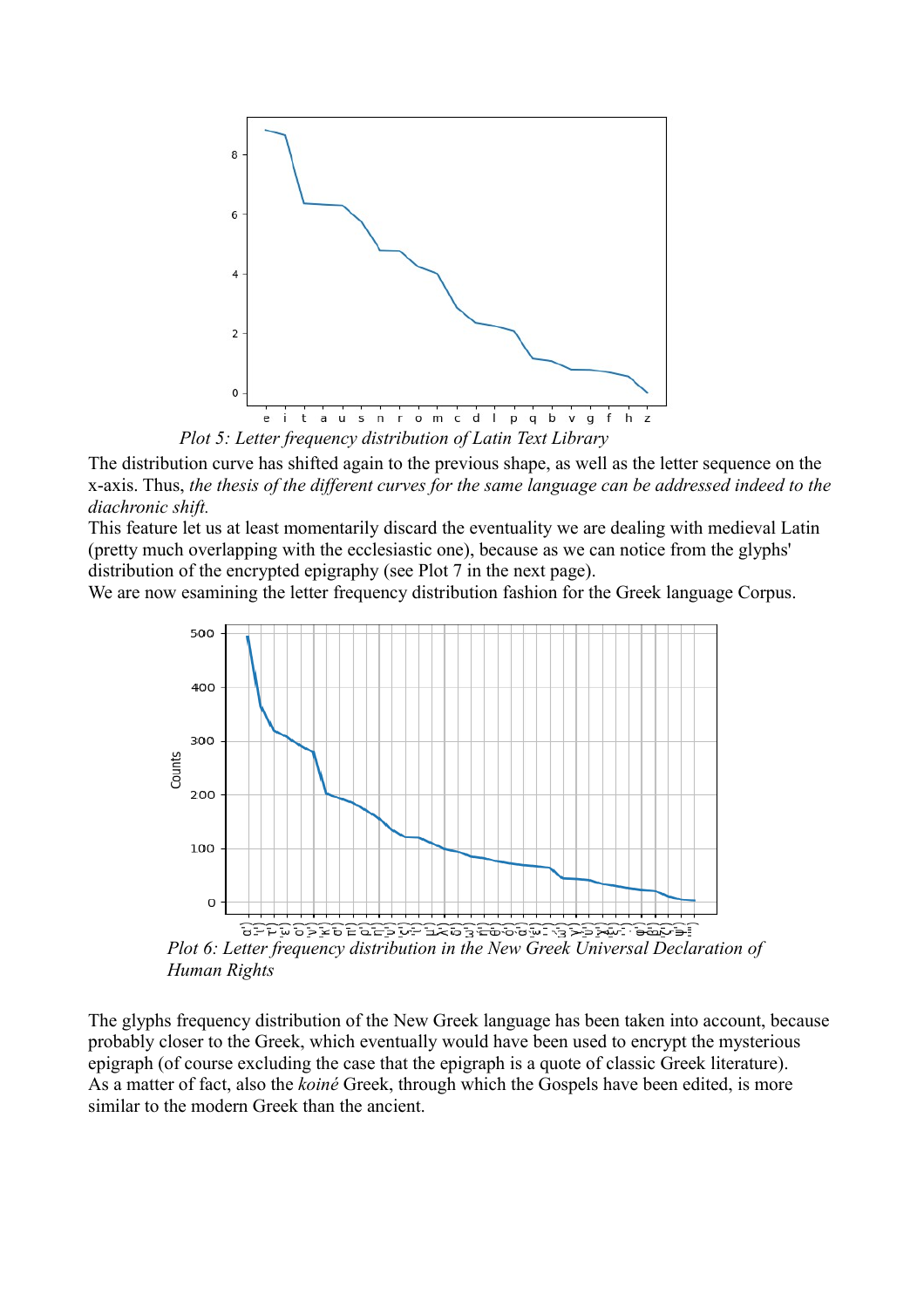Plot 5: *Letter frequency distribution of Latin Text Library*

The distribution curve has shifted again to the previous shape, as well as the letter sequence on the x-axis. Thus, *the thesis of the different curves for the same language can be addressed indeed to the diachronic shift.*

This feature let us at least momentarily discard the eventuality we are dealing with medieval Latin (pretty much overlapping with the ecclesiastic one), because as we can notice from the glyphs' distribution of the encrypted epigraphy (see Plot 7 in the next page).

We are now esamining the letter frequency distribution fashion for the Greek language Corpus.

Plot 6: *Letter frequency distribution in the New Greek Universal Declaration of Human Rights*

The glyphs frequency distribution of the New Greek language has been taken into account, because probably closer to the Greek, which eventually would have been used to encrypt the mysterious epigraph (of course excluding the case that the epigraph is a quote of classic Greek literature). As a matter of fact, also the *koiné* Greek, through which the Gospels have been edited, is more similar to the modern Greek than the ancient.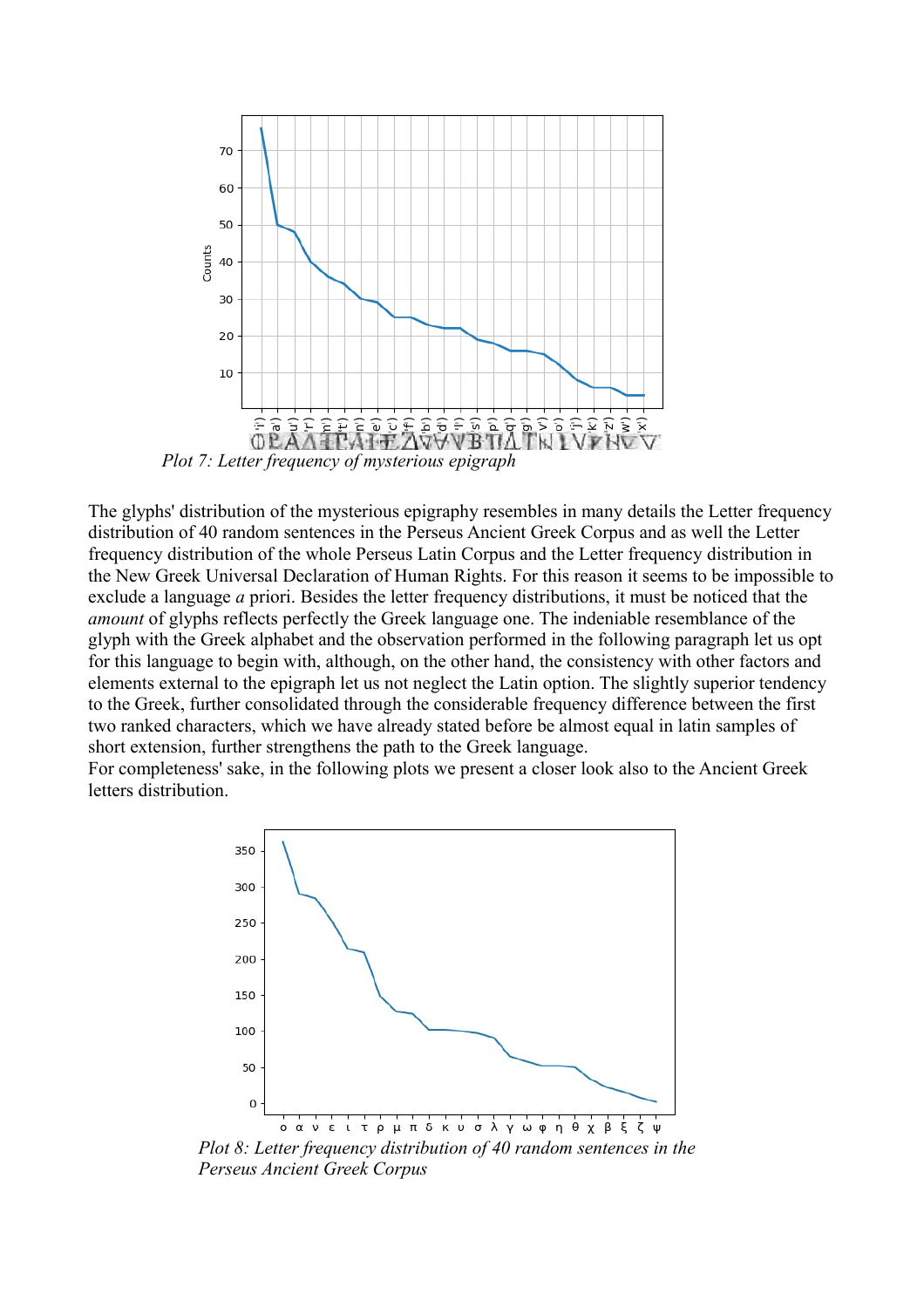Plot 7: Letter frequency of mysterious epigraph

The glyphs' distribution of the mysterious epigraphy resembles in many details the Letter frequency distribution of 40 random sentences in the Perseus Ancient Greek Corpus and as well the Letter frequency distribution of the whole Perseus Latin Corpus and the Letter frequency distribution in the New Greek Universal Declaration of Human Rights. For this reason it seems to be impossible to exclude a language *a* priori. Besides the letter frequency distributions, it must be noticed that the *amount* of glyphs reflects perfectly the Greek language one. The indeniable resemblance of the glyph with the Greek alphabet and the observation performed in the following paragraph let us opt for this language to begin with, although, on the other hand, the consistency with other factors and elements external to the epigraph let us not neglect the Latin option. The slightly superior tendency to the Greek, further consolidated through the considerable frequency difference between the first two ranked characters, which we have already stated before be almost equal in latin samples of short extension, further strengthens the path to the Greek language.
For completeness' sake, in the following plots we present a closer look also to the Ancient Greek letters distribution.

*Plot 8: Letter frequency distribution of 40 random sentences in the Perseus Ancient Greek Corpus*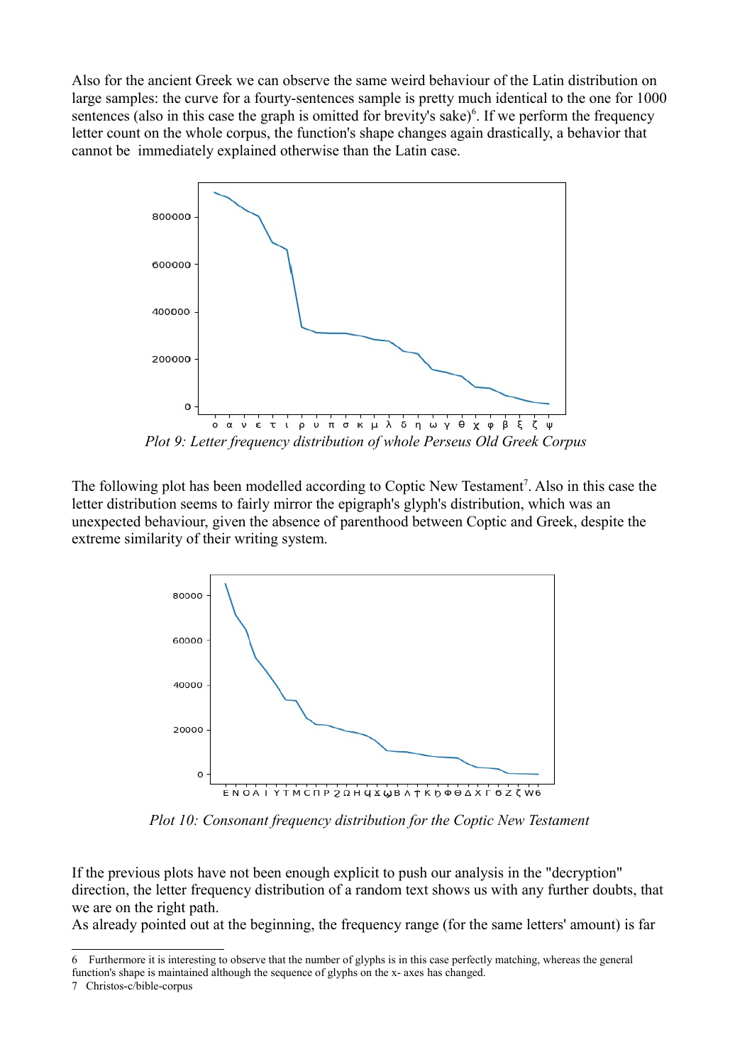Also for the ancient Greek we can observe the same weird behaviour of the Latin distribution on large samples: the curve for a fourty-sentences sample is pretty much identical to the one for 1000 sentences (also in this case the graph is omitted for brevity's sake)[6]. If we perform the frequency letter count on the whole corpus, the function's shape changes again drastically, a behavior that cannot be immediately explained otherwise than the Latin case.

*Plot 9: Letter frequency distribution of whole Perseus Old Greek Corpus*

The following plot has been modelled according to Coptic New Testament[7]. Also in this case the letter distribution seems to fairly mirror the epigraph's glyph's distribution, which was an unexpected behaviour, given the absence of parenthood between Coptic and Greek, despite the extreme similarity of their writing system.

*Plot 10: Consonant frequency distribution for the Coptic New Testament*

If the previous plots have not been enough explicit to push our analysis in the "decryption" direction, the letter frequency distribution of a random text shows us with any further doubts, that we are on the right path.

As already pointed out at the beginning, the frequency range (for the same letters' amount) is far

---

6 Furthermore it is interesting to observe that the number of glyphs is in this case perfectly matching, whereas the general function's shape is maintained although the sequence of glyphs on the x- axes has changed.

7 Christos-c/bible-corpus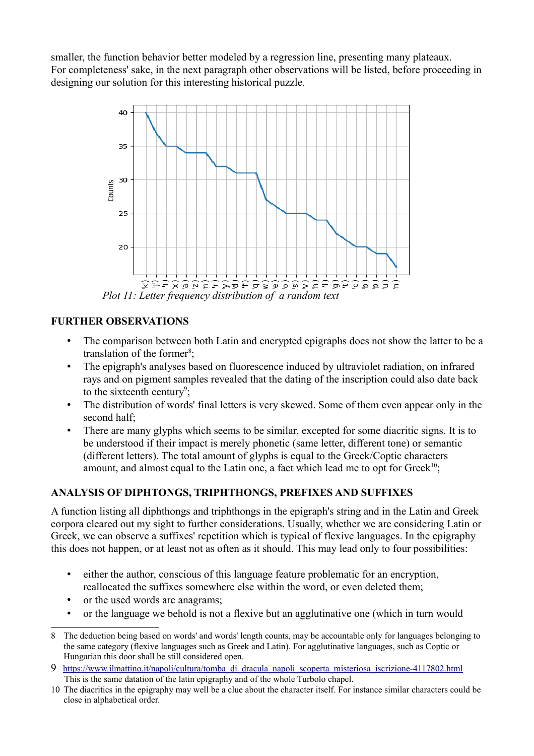smaller, the function behavior better modeled by a regression line, presenting many plateaux.
For completeness' sake, in the next paragraph other observations will be listed, before proceeding in designing our solution for this interesting historical puzzle.

*Plot 11: Letter frequency distribution of a random text*

**FURTHER OBSERVATIONS**

- The comparison between both Latin and encrypted epigraphs does not show the latter to be a translation of the former[8];
- The epigraph's analyses based on fluorescence induced by ultraviolet radiation, on infrared rays and on pigment samples revealed that the dating of the inscription could also date back to the sixteenth century[9];
- The distribution of words' final letters is very skewed. Some of them even appear only in the second half;
- There are many glyphs which seems to be similar, excepted for some diacritic signs. It is to be understood if their impact is merely phonetic (same letter, different tone) or semantic (different letters). The total amount of glyphs is equal to the Greek/Coptic characters amount, and almost equal to the Latin one, a fact which lead me to opt for Greek[10];

**ANALYSIS OF DIPHTONGS, TRIPHTHONGS, PREFIXES AND SUFFIXES**

A function listing all diphthongs and triphthongs in the epigraph's string and in the Latin and Greek corpora cleared out my sight to further considerations. Usually, whether we are considering Latin or Greek, we can observe a suffixes' repetition which is typical of flexive languages. In the epigraphy this does not happen, or at least not as often as it should. This may lead only to four possibilities:

- either the author, conscious of this language feature problematic for an encryption, reallocated the suffixes somewhere else within the word, or even deleted them;
- or the used words are anagrams;
- or the language we behold is not a flexive but an agglutinative one (which in turn would

8 The deduction being based on words' and words' length counts, may be accountable only for languages belonging to the same category (flexive languages such as Greek and Latin). For agglutinative languages, such as Coptic or Hungarian this door shall be still considered open.

9 https://www.ilmattino.it/napoli/cultura/tomba_di_dracula_napoli_scoperta_misteriosa_iscrizione-4117802.html
This is the same datation of the latin epigraphy and of the whole Turbolo chapel.

10 The diacritics in the epigraphy may well be a clue about the character itself. For instance similar characters could be close in alphabetical order.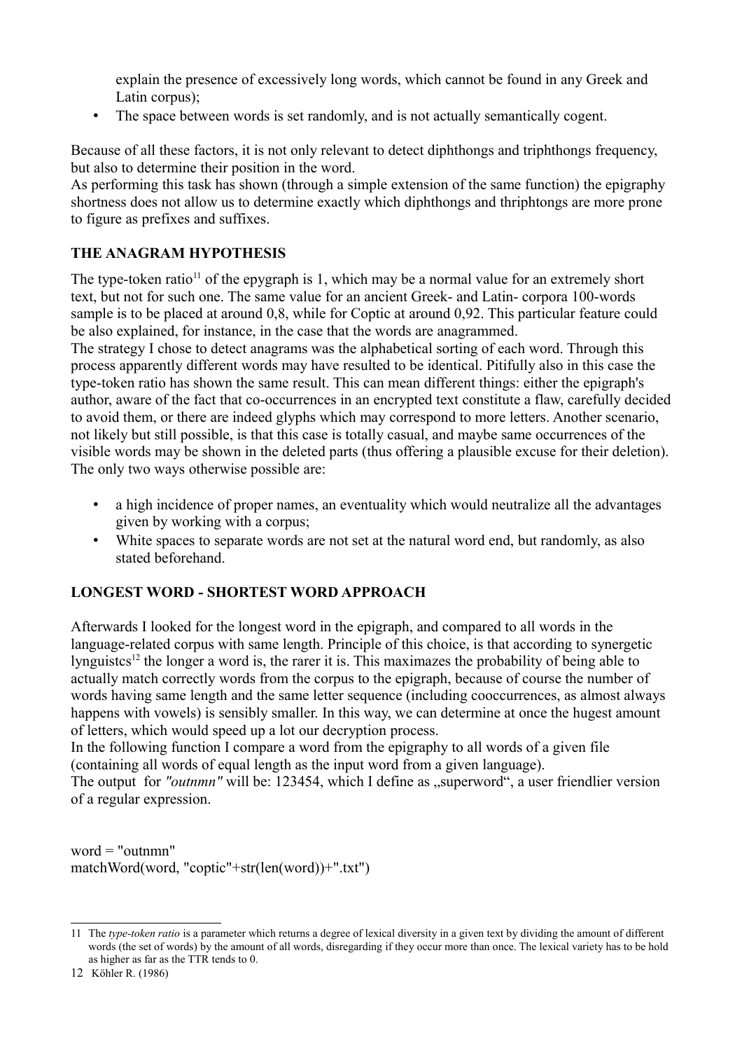explain the presence of excessively long words, which cannot be found in any Greek and Latin corpus);

- The space between words is set randomly, and is not actually semantically cogent.

Because of all these factors, it is not only relevant to detect diphthongs and triphthongs frequency, but also to determine their position in the word.
As performing this task has shown (through a simple extension of the same function) the epigraphy shortness does not allow us to determine exactly which diphthongs and thriphtongs are more prone to figure as prefixes and suffixes.

**THE ANAGRAM HYPOTHESIS**

The type-token ratio[11] of the epygraph is 1, which may be a normal value for an extremely short text, but not for such one. The same value for an ancient Greek- and Latin- corpora 100-words sample is to be placed at around 0,8, while for Coptic at around 0,92. This particular feature could be also explained, for instance, in the case that the words are anagrammed.
The strategy I chose to detect anagrams was the alphabetical sorting of each word. Through this process apparently different words may have resulted to be identical. Pitifully also in this case the type-token ratio has shown the same result. This can mean different things: either the epigraph's author, aware of the fact that co-occurrences in an encrypted text constitute a flaw, carefully decided to avoid them, or there are indeed glyphs which may correspond to more letters. Another scenario, not likely but still possible, is that this case is totally casual, and maybe same occurrences of the visible words may be shown in the deleted parts (thus offering a plausible excuse for their deletion). The only two ways otherwise possible are:

- a high incidence of proper names, an eventuality which would neutralize all the advantages given by working with a corpus;
- White spaces to separate words are not set at the natural word end, but randomly, as also stated beforehand.

**LONGEST WORD - SHORTEST WORD APPROACH**

Afterwards I looked for the longest word in the epigraph, and compared to all words in the language-related corpus with same length. Principle of this choice, is that according to synergetic lynguistcs[12] the longer a word is, the rarer it is. This maximazes the probability of being able to actually match correctly words from the corpus to the epigraph, because of course the number of words having same length and the same letter sequence (including cooccurrences, as almost always happens with vowels) is sensibly smaller. In this way, we can determine at once the hugest amount of letters, which would speed up a lot our decryption process.
In the following function I compare a word from the epigraphy to all words of a given file (containing all words of equal length as the input word from a given language).
The output for *"outnmn"* will be: 123454, which I define as „superword", a user friendlier version of a regular expression.

```
word = "outnmn"
matchWord(word, "coptic"+str(len(word))+".txt")
```

---

11 The *type-token ratio* is a parameter which returns a degree of lexical diversity in a given text by dividing the amount of different words (the set of words) by the amount of all words, disregarding if they occur more than once. The lexical variety has to be hold as higher as far as the TTR tends to 0.

12 Köhler R. (1986)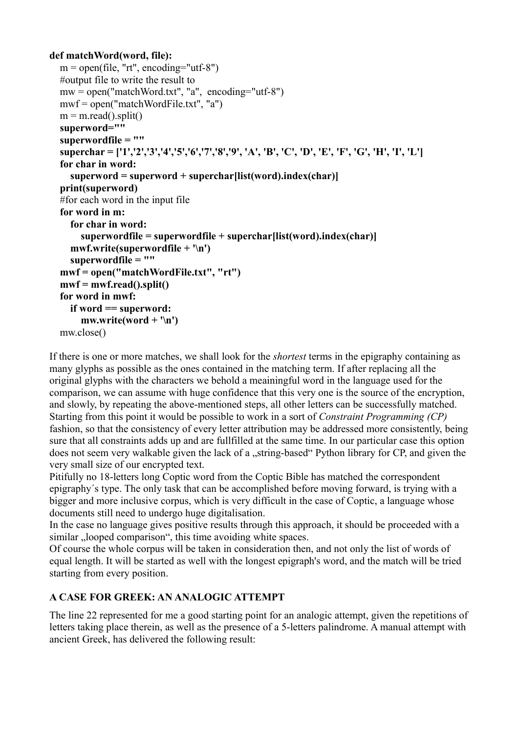```
def matchWord(word, file):
    m = open(file, "rt", encoding="utf-8")
    #output file to write the result to
    mw = open("matchWord.txt", "a",  encoding="utf-8")
    mwf = open("matchWordFile.txt", "a")
    m = m.read().split()
    superword=""
    superwordfile = ""
    superchar = ['1','2','3','4','5','6','7','8','9', 'A', 'B', 'C', 'D', 'E', 'F', 'G', 'H', 'I', 'L']
    for char in word:
        superword = superword + superchar[list(word).index(char)]
    print(superword)
    #for each word in the input file
    for word in m:
        for char in word:
            superwordfile = superwordfile + superchar[list(word).index(char)]
        mwf.write(superwordfile + '\n')
        superwordfile = ""
    mwf = open("matchWordFile.txt", "rt")
    mwf = mwf.read().split()
    for word in mwf:
        if word == superword:
            mw.write(word + '\n')
    mw.close()
```

If there is one or more matches, we shall look for the *shortest* terms in the epigraphy containing as many glyphs as possible as the ones contained in the matching term. If after replacing all the original glyphs with the characters we behold a meainingful word in the language used for the comparison, we can assume with huge confidence that this very one is the source of the encryption, and slowly, by repeating the above-mentioned steps, all other letters can be successfully matched. Starting from this point it would be possible to work in a sort of *Constraint Programming (CP)* fashion, so that the consistency of every letter attribution may be addressed more consistently, being sure that all constraints adds up and are fullfilled at the same time. In our particular case this option does not seem very walkable given the lack of a „string-based" Python library for CP, and given the very small size of our encrypted text.

Pitifully no 18-letters long Coptic word from the Coptic Bible has matched the correspondent epigraphy´s type. The only task that can be accomplished before moving forward, is trying with a bigger and more inclusive corpus, which is very difficult in the case of Coptic, a language whose documents still need to undergo huge digitalisation.

In the case no language gives positive results through this approach, it should be proceeded with a similar „looped comparison", this time avoiding white spaces.

Of course the whole corpus will be taken in consideration then, and not only the list of words of equal length. It will be started as well with the longest epigraph's word, and the match will be tried starting from every position.

## A CASE FOR GREEK: AN ANALOGIC ATTEMPT

The line 22 represented for me a good starting point for an analogic attempt, given the repetitions of letters taking place therein, as well as the presence of a 5-letters palindrome. A manual attempt with ancient Greek, has delivered the following result: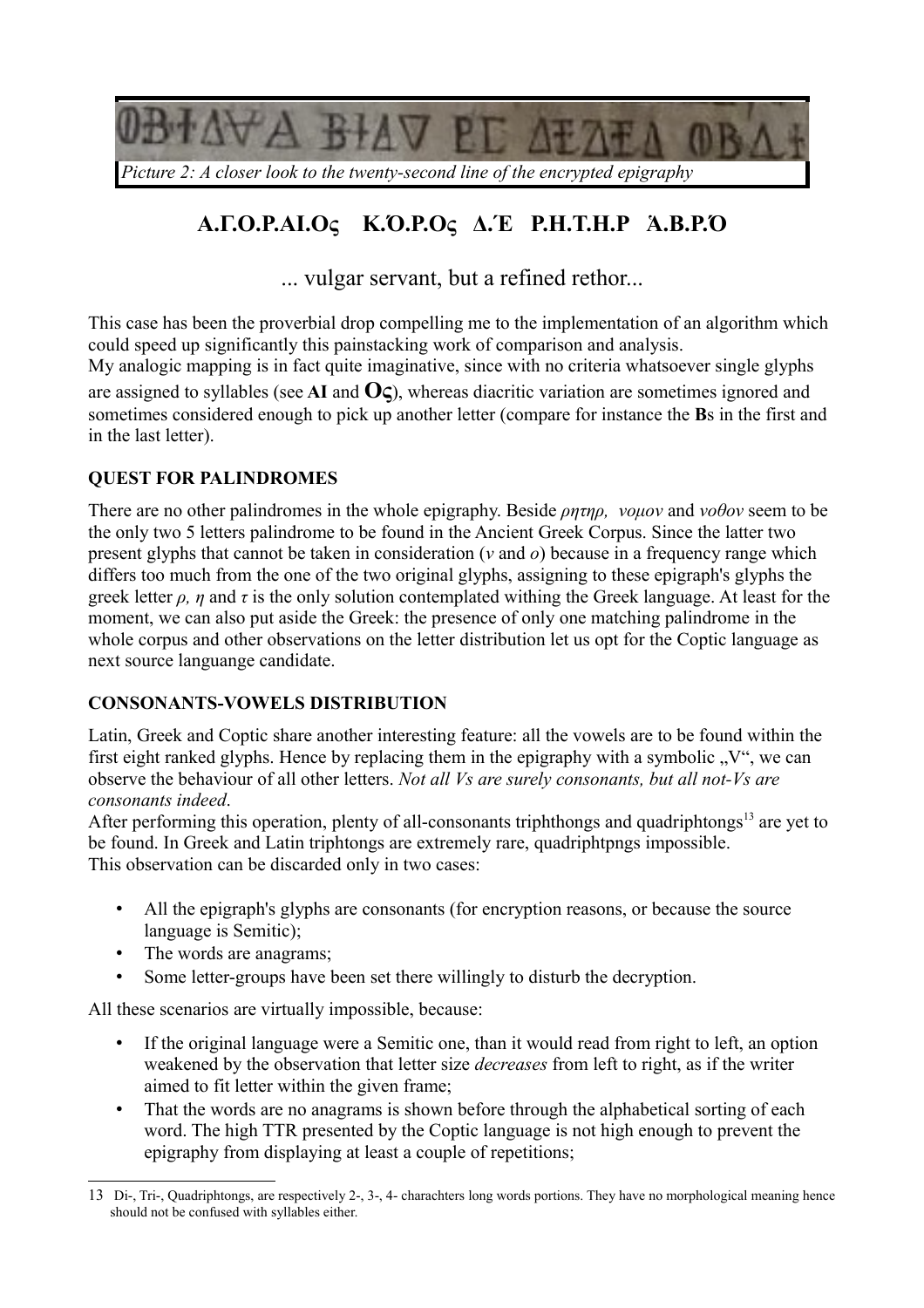*Picture 2: A closer look to the twenty-second line of the encrypted epigraphy*

**Α.Γ.Ο.Ρ.ΑΙ.Ος Κ.Ό.Ρ.Ος Δ.Έ Ρ.Η.Τ.Η.Ρ Ά.Β.Ρ.Ό**

... vulgar servant, but a refined rethor...

This case has been the proverbial drop compelling me to the implementation of an algorithm which could speed up significantly this painstacking work of comparison and analysis.
My analogic mapping is in fact quite imaginative, since with no criteria whatsoever single glyphs are assigned to syllables (see **AI** and **Oς**), whereas diacritic variation are sometimes ignored and sometimes considered enough to pick up another letter (compare for instance the **B**s in the first and in the last letter).

### QUEST FOR PALINDROMES

There are no other palindromes in the whole epigraphy. Beside *ρητηρ, νομον* and *νοθον* seem to be the only two 5 letters palindrome to be found in the Ancient Greek Corpus. Since the latter two present glyphs that cannot be taken in consideration (*ν* and *ο*) because in a frequency range which differs too much from the one of the two original glyphs, assigning to these epigraph's glyphs the greek letter *ρ, η* and *τ* is the only solution contemplated withing the Greek language. At least for the moment, we can also put aside the Greek: the presence of only one matching palindrome in the whole corpus and other observations on the letter distribution let us opt for the Coptic language as next source languange candidate.

### CONSONANTS-VOWELS DISTRIBUTION

Latin, Greek and Coptic share another interesting feature: all the vowels are to be found within the first eight ranked glyphs. Hence by replacing them in the epigraphy with a symbolic „V", we can observe the behaviour of all other letters. *Not all Vs are surely consonants, but all not-Vs are consonants indeed*.
After performing this operation, plenty of all-consonants triphthongs and quadriphtongs[13] are yet to be found. In Greek and Latin triphtongs are extremely rare, quadriphtpngs impossible.
This observation can be discarded only in two cases:

- All the epigraph's glyphs are consonants (for encryption reasons, or because the source language is Semitic);
- The words are anagrams;
- Some letter-groups have been set there willingly to disturb the decryption.

All these scenarios are virtually impossible, because:

- If the original language were a Semitic one, than it would read from right to left, an option weakened by the observation that letter size *decreases* from left to right, as if the writer aimed to fit letter within the given frame;
- That the words are no anagrams is shown before through the alphabetical sorting of each word. The high TTR presented by the Coptic language is not high enough to prevent the epigraphy from displaying at least a couple of repetitions;

---

13 Di-, Tri-, Quadriphtongs, are respectively 2-, 3-, 4- charachters long words portions. They have no morphological meaning hence should not be confused with syllables either.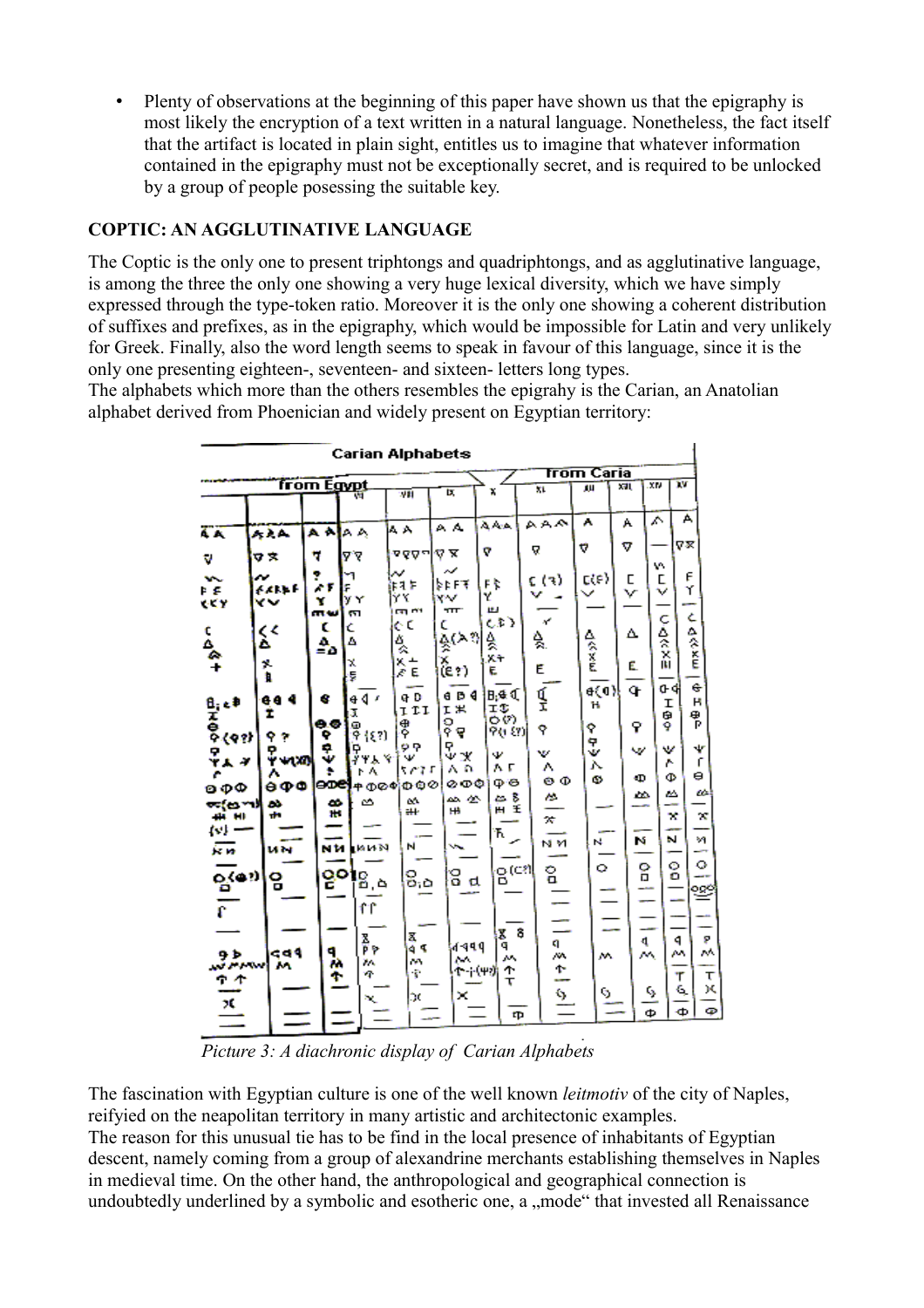- Plenty of observations at the beginning of this paper have shown us that the epigraphy is most likely the encryption of a text written in a natural language. Nonetheless, the fact itself that the artifact is located in plain sight, entitles us to imagine that whatever information contained in the epigraphy must not be exceptionally secret, and is required to be unlocked by a group of people posessing the suitable key.

**COPTIC: AN AGGLUTINATIVE LANGUAGE**

The Coptic is the only one to present triphtongs and quadriphtongs, and as agglutinative language, is among the three the only one showing a very huge lexical diversity, which we have simply expressed through the type-token ratio. Moreover it is the only one showing a coherent distribution of suffixes and prefixes, as in the epigraphy, which would be impossible for Latin and very unlikely for Greek. Finally, also the word length seems to speak in favour of this language, since it is the only one presenting eighteen-, seventeen- and sixteen- letters long types.
The alphabets which more than the others resembles the epigrahy is the Carian, an Anatolian alphabet derived from Phoenician and widely present on Egyptian territory:

*Picture 3: A diachronic display of Carian Alphabets*

The fascination with Egyptian culture is one of the well known *leitmotiv* of the city of Naples, reifyied on the neapolitan territory in many artistic and architectonic examples.
The reason for this unusual tie has to be find in the local presence of inhabitants of Egyptian descent, namely coming from a group of alexandrine merchants establishing themselves in Naples in medieval time. On the other hand, the anthropological and geographical connection is undoubtedly underlined by a symbolic and esotheric one, a „mode" that invested all Renaissance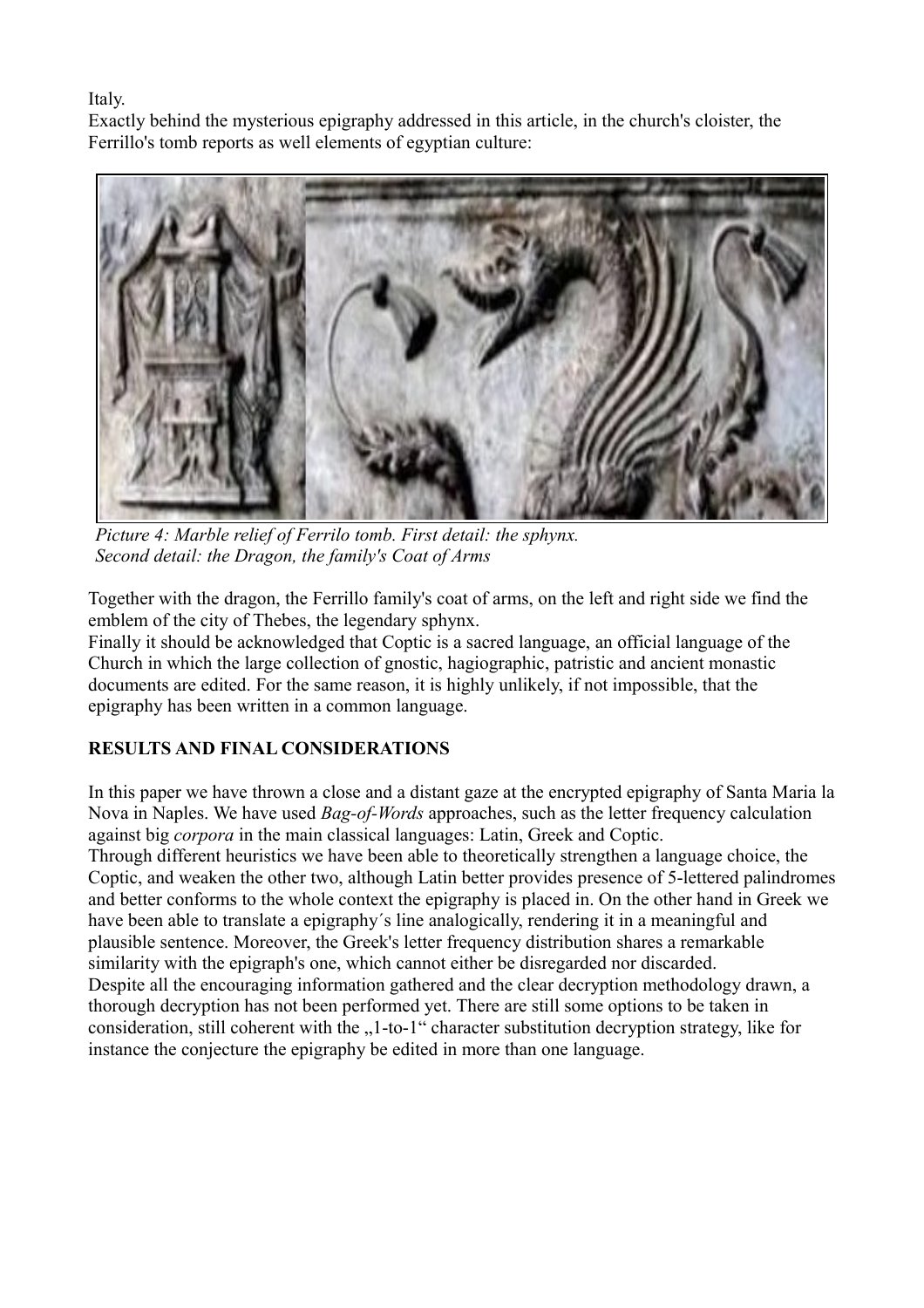Italy.

Exactly behind the mysterious epigraphy addressed in this article, in the church's cloister, the Ferrillo's tomb reports as well elements of egyptian culture:

*Picture 4: Marble relief of Ferrilo tomb. First detail: the sphynx.*
*Second detail: the Dragon, the family's Coat of Arms*

Together with the dragon, the Ferrillo family's coat of arms, on the left and right side we find the emblem of the city of Thebes, the legendary sphynx.

Finally it should be acknowledged that Coptic is a sacred language, an official language of the Church in which the large collection of gnostic, hagiographic, patristic and ancient monastic documents are edited. For the same reason, it is highly unlikely, if not impossible, that the epigraphy has been written in a common language.

**RESULTS AND FINAL CONSIDERATIONS**

In this paper we have thrown a close and a distant gaze at the encrypted epigraphy of Santa Maria la Nova in Naples. We have used *Bag-of-Words* approaches, such as the letter frequency calculation against big *corpora* in the main classical languages: Latin, Greek and Coptic.

Through different heuristics we have been able to theoretically strengthen a language choice, the Coptic, and weaken the other two, although Latin better provides presence of 5-lettered palindromes and better conforms to the whole context the epigraphy is placed in. On the other hand in Greek we have been able to translate a epigraphy´s line analogically, rendering it in a meaningful and plausible sentence. Moreover, the Greek's letter frequency distribution shares a remarkable similarity with the epigraph's one, which cannot either be disregarded nor discarded.

Despite all the encouraging information gathered and the clear decryption methodology drawn, a thorough decryption has not been performed yet. There are still some options to be taken in consideration, still coherent with the „1-to-1" character substitution decryption strategy, like for instance the conjecture the epigraphy be edited in more than one language.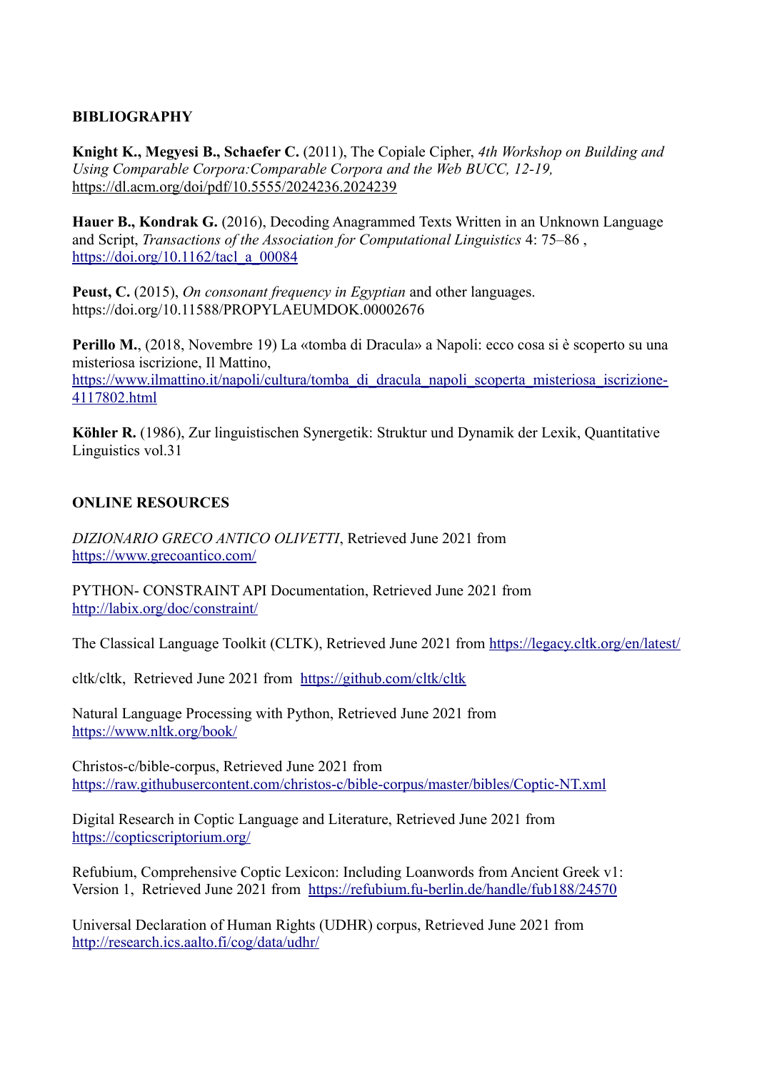## BIBLIOGRAPHY

**Knight K., Megyesi B., Schaefer C.** (2011), The Copiale Cipher, *4th Workshop on Building and Using Comparable Corpora:Comparable Corpora and the Web BUCC, 12-19,* https://dl.acm.org/doi/pdf/10.5555/2024236.2024239

**Hauer B., Kondrak G.** (2016), Decoding Anagrammed Texts Written in an Unknown Language and Script, *Transactions of the Association for Computational Linguistics* 4: 75–86 , https://doi.org/10.1162/tacl_a_00084

**Peust, C.** (2015), *On consonant frequency in Egyptian* and other languages. https://doi.org/10.11588/PROPYLAEUMDOK.00002676

**Perillo M.**, (2018, Novembre 19) La «tomba di Dracula» a Napoli: ecco cosa si è scoperto su una misteriosa iscrizione, Il Mattino, https://www.ilmattino.it/napoli/cultura/tomba_di_dracula_napoli_scoperta_misteriosa_iscrizione-4117802.html

**Köhler R.** (1986), Zur linguistischen Synergetik: Struktur und Dynamik der Lexik, Quantitative Linguistics vol.31

## ONLINE RESOURCES

*DIZIONARIO GRECO ANTICO OLIVETTI*, Retrieved June 2021 from https://www.grecoantico.com/

PYTHON- CONSTRAINT API Documentation, Retrieved June 2021 from http://labix.org/doc/constraint/

The Classical Language Toolkit (CLTK), Retrieved June 2021 from https://legacy.cltk.org/en/latest/

cltk/cltk, Retrieved June 2021 from https://github.com/cltk/cltk

Natural Language Processing with Python, Retrieved June 2021 from https://www.nltk.org/book/

Christos-c/bible-corpus, Retrieved June 2021 from https://raw.githubusercontent.com/christos-c/bible-corpus/master/bibles/Coptic-NT.xml

Digital Research in Coptic Language and Literature, Retrieved June 2021 from https://copticscriptorium.org/

Refubium, Comprehensive Coptic Lexicon: Including Loanwords from Ancient Greek v1: Version 1, Retrieved June 2021 from https://refubium.fu-berlin.de/handle/fub188/24570

Universal Declaration of Human Rights (UDHR) corpus, Retrieved June 2021 from http://research.ics.aalto.fi/cog/data/udhr/